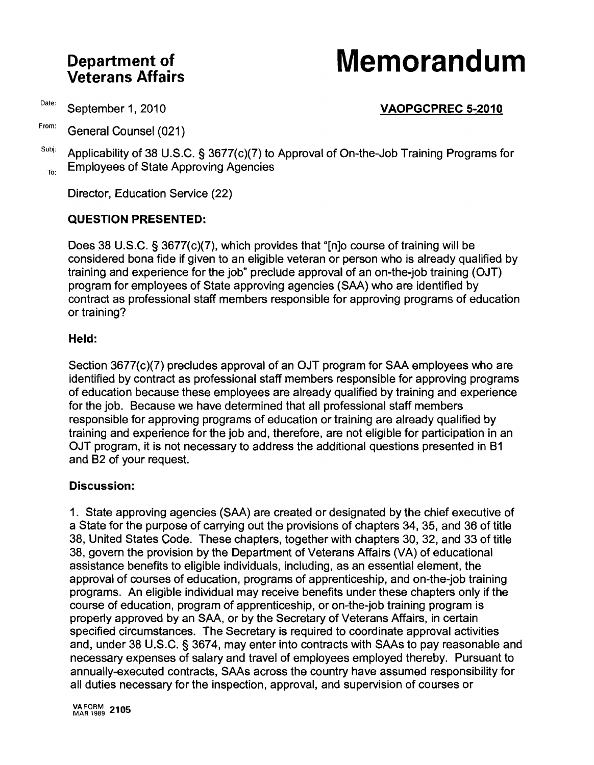# Department of Veterans Affairs

# Memorandum

Date: September 1, 2010 **VAOPGCPREC 5-2010**

From: General Counsel (021)

Subj: Applicability of 38 U.S.C. § 3677(c)(7) to Approval of On-the-Job Training Programs for Employees of State Approving Agencies

To: Director, Education Service (22)

**QUESTION PRESENTED:**

Does 38 U.S.C. § 3677(c)(7), which provides that "[n]o course of training will be considered bona fide if given to an eligible veteran or person who is already qualified by training and experience for the job" preclude approval of an on-the-job training (OJT) program for employees of State approving agencies (SAA) who are identified by contract as professional staff members responsible for approving programs of education or training?

**Held:**

Section 3677(c)(7) precludes approval of an OJT program for SAA employees who are identified by contract as professional staff members responsible for approving programs of education because these employees are already qualified by training and experience for the job. Because we have determined that all professional staff members responsible for approving programs of education or training are already qualified by training and experience for the job and, therefore, are not eligible for participation in an OJT program, it is not necessary to address the additional questions presented in B1 and B2 of your request.

**Discussion:**

1. State approving agencies (SAA) are created or designated by the chief executive of a State for the purpose of carrying out the provisions of chapters 34, 35, and 36 of title 38, United States Code. These chapters, together with chapters 30, 32, and 33 of title 38, govern the provision by the Department of Veterans Affairs (VA) of educational assistance benefits to eligible individuals, including, as an essential element, the approval of courses of education, programs of apprenticeship, and on-the-job training programs. An eligible individual may receive benefits under these chapters only if the course of education, program of apprenticeship, or on-the-job training program is properly approved by an SAA, or by the Secretary of Veterans Affairs, in certain specified circumstances. The Secretary is required to coordinate approval activities and, under 38 U.S.C. § 3674, may enter into contracts with SAAs to pay reasonable and necessary expenses of salary and travel of employees employed thereby. Pursuant to annually-executed contracts, SAAs across the country have assumed responsibility for all duties necessary for the inspection, approval, and supervision of courses or

VA FORM MAR 1989 2105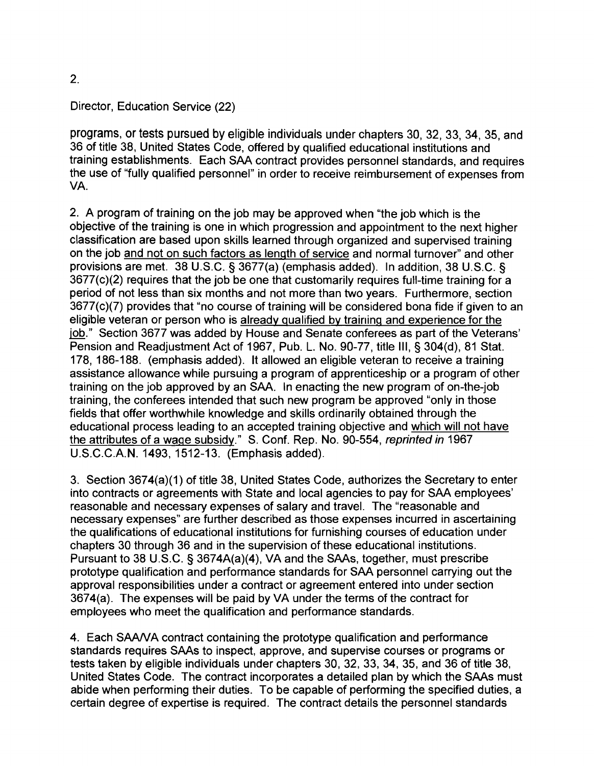Director, Education Service (22)

programs, or tests pursued by eligible individuals under chapters 30, 32, 33, 34, 35, and 36 of title 38, United States Code, offered by qualified educational institutions and training establishments. Each SAA contract provides personnel standards, and requires the use of "fully qualified personnel" in order to receive reimbursement of expenses from VA.

2. A program of training on the job may be approved when "the job which is the objective of the training is one in which progression and appointment to the next higher classification are based upon skills learned through organized and supervised training on the job <u>and not on such factors as length of service</u> and normal turnover" and other provisions are met. 38 U.S.C. § 3677(a) (emphasis added). In addition, 38 U.S.C. § 3677(c)(2) requires that the job be one that customarily requires full-time training for a period of not less than six months and not more than two years. Furthermore, section 3677(c)(7) provides that "no course of training will be considered bona fide if given to an eligible veteran or person who is <u>already qualified by training and experience for the job</u>." Section 3677 was added by House and Senate conferees as part of the Veterans' Pension and Readjustment Act of 1967, Pub. L. No. 90-77, title III, § 304(d), 81 Stat. 178, 186-188. (emphasis added). It allowed an eligible veteran to receive a training assistance allowance while pursuing a program of apprenticeship or a program of other training on the job approved by an SAA. In enacting the new program of on-the-job training, the conferees intended that such new program be approved "only in those fields that offer worthwhile knowledge and skills ordinarily obtained through the educational process leading to an accepted training objective and <u>which will not have the attributes of a wage subsidy</u>." S. Conf. Rep. No. 90-554, *reprinted in* 1967 U.S.C.C.A.N. 1493, 1512-13. (Emphasis added).

3. Section 3674(a)(1) of title 38, United States Code, authorizes the Secretary to enter into contracts or agreements with State and local agencies to pay for SAA employees' reasonable and necessary expenses of salary and travel. The "reasonable and necessary expenses" are further described as those expenses incurred in ascertaining the qualifications of educational institutions for furnishing courses of education under chapters 30 through 36 and in the supervision of these educational institutions. Pursuant to 38 U.S.C. § 3674A(a)(4), VA and the SAAs, together, must prescribe prototype qualification and performance standards for SAA personnel carrying out the approval responsibilities under a contract or agreement entered into under section 3674(a). The expenses will be paid by VA under the terms of the contract for employees who meet the qualification and performance standards.

4. Each SAA/VA contract containing the prototype qualification and performance standards requires SAAs to inspect, approve, and supervise courses or programs or tests taken by eligible individuals under chapters 30, 32, 33, 34, 35, and 36 of title 38, United States Code. The contract incorporates a detailed plan by which the SAAs must abide when performing their duties. To be capable of performing the specified duties, a certain degree of expertise is required. The contract details the personnel standards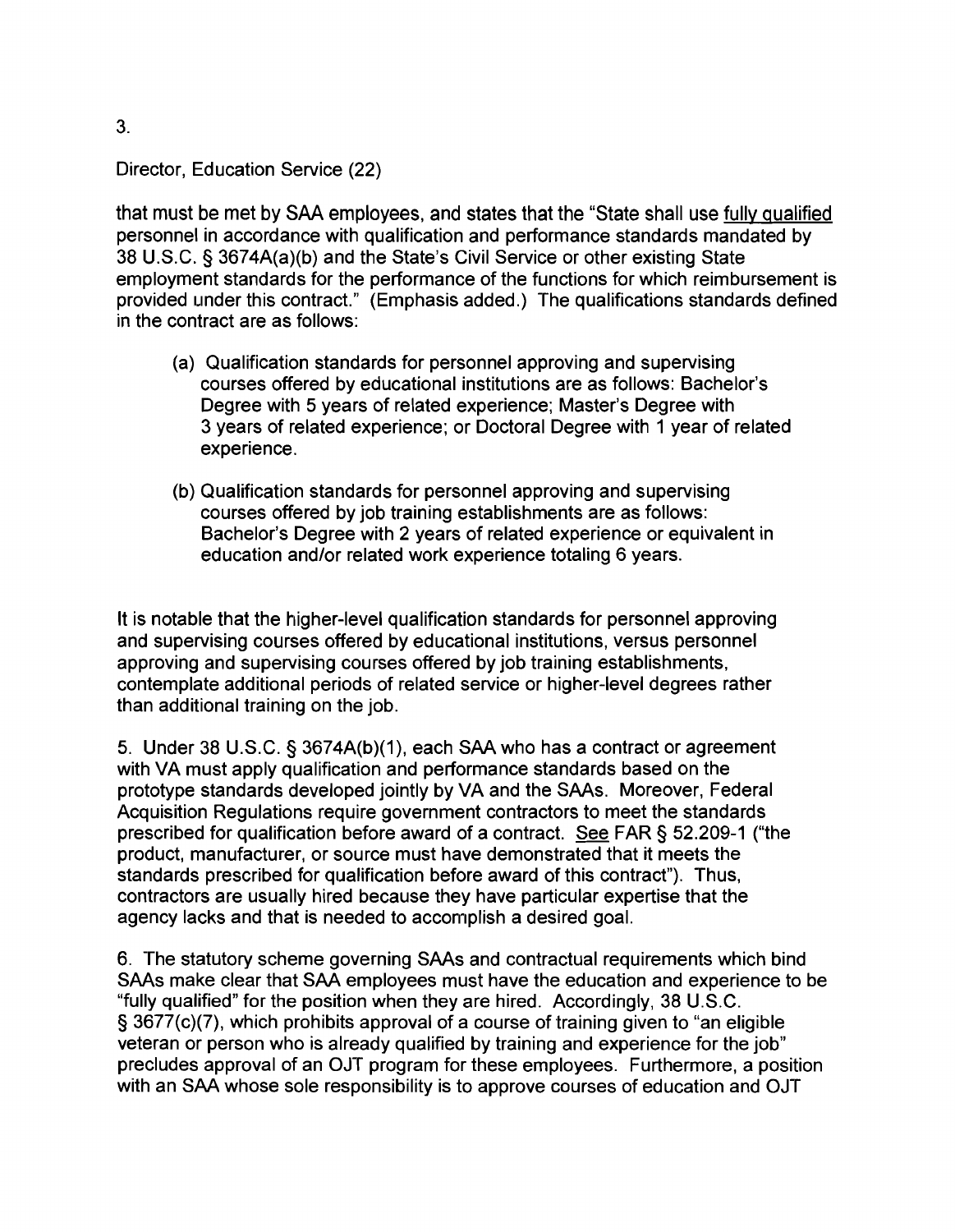that must be met by SAA employees, and states that the "State shall use <u>fully qualified</u> personnel in accordance with qualification and performance standards mandated by 38 U.S.C. § 3674A(a)(b) and the State's Civil Service or other existing State employment standards for the performance of the functions for which reimbursement is provided under this contract." (Emphasis added.) The qualifications standards defined in the contract are as follows:

(a) Qualification standards for personnel approving and supervising courses offered by educational institutions are as follows: Bachelor's Degree with 5 years of related experience; Master's Degree with 3 years of related experience; or Doctoral Degree with 1 year of related experience.

(b) Qualification standards for personnel approving and supervising courses offered by job training establishments are as follows: Bachelor's Degree with 2 years of related experience or equivalent in education and/or related work experience totaling 6 years.

It is notable that the higher-level qualification standards for personnel approving and supervising courses offered by educational institutions, versus personnel approving and supervising courses offered by job training establishments, contemplate additional periods of related service or higher-level degrees rather than additional training on the job.

5. Under 38 U.S.C. § 3674A(b)(1), each SAA who has a contract or agreement with VA must apply qualification and performance standards based on the prototype standards developed jointly by VA and the SAAs. Moreover, Federal Acquisition Regulations require government contractors to meet the standards prescribed for qualification before award of a contract. <u>See</u> FAR § 52.209-1 ("the product, manufacturer, or source must have demonstrated that it meets the standards prescribed for qualification before award of this contract"). Thus, contractors are usually hired because they have particular expertise that the agency lacks and that is needed to accomplish a desired goal.

6. The statutory scheme governing SAAs and contractual requirements which bind SAAs make clear that SAA employees must have the education and experience to be "fully qualified" for the position when they are hired. Accordingly, 38 U.S.C. § 3677(c)(7), which prohibits approval of a course of training given to "an eligible veteran or person who is already qualified by training and experience for the job" precludes approval of an OJT program for these employees. Furthermore, a position with an SAA whose sole responsibility is to approve courses of education and OJT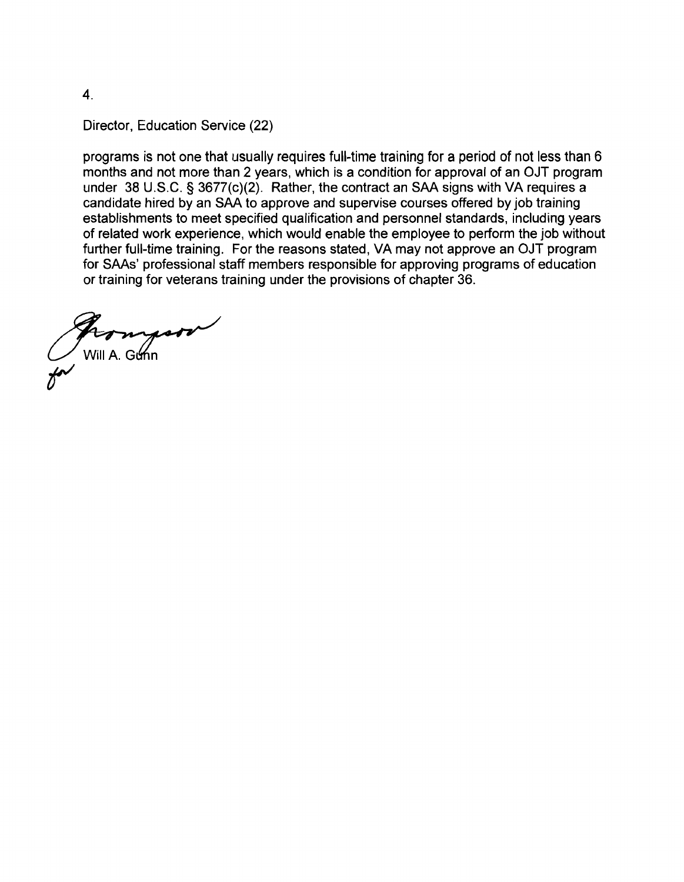Director, Education Service (22)

programs is not one that usually requires full-time training for a period of not less than 6 months and not more than 2 years, which is a condition for approval of an OJT program under 38 U.S.C. § 3677(c)(2). Rather, the contract an SAA signs with VA requires a candidate hired by an SAA to approve and supervise courses offered by job training establishments to meet specified qualification and personnel standards, including years of related work experience, which would enable the employee to perform the job without further full-time training. For the reasons stated, VA may not approve an OJT program for SAAs' professional staff members responsible for approving programs of education or training for veterans training under the provisions of chapter 36.

Thompson

Will A. Gunn

for